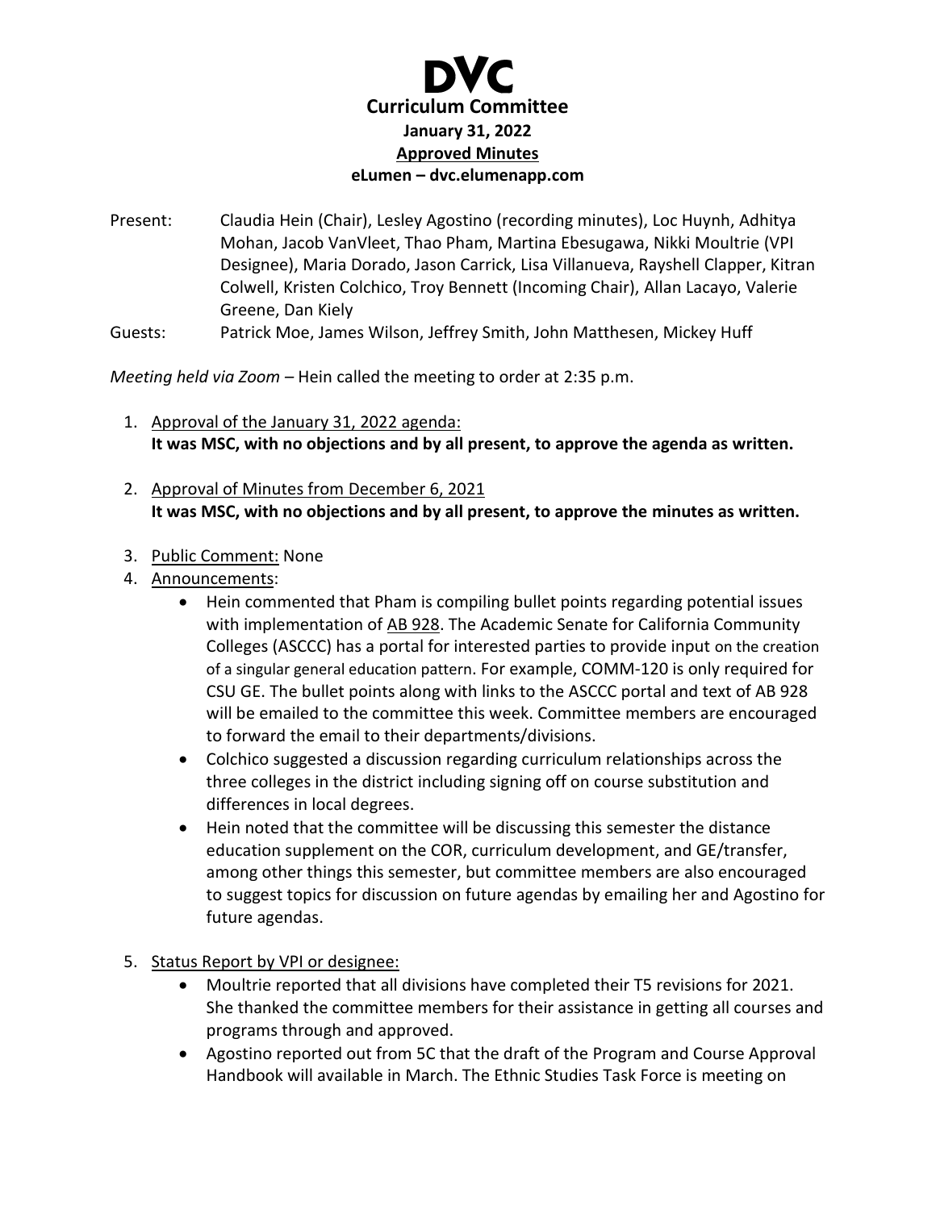# DVC

## Curriculum Committee

**January 31, 2022**

**Approved Minutes**

**eLumen – dvc.elumenapp.com**

Present: Claudia Hein (Chair), Lesley Agostino (recording minutes), Loc Huynh, Adhitya Mohan, Jacob VanVleet, Thao Pham, Martina Ebesugawa, Nikki Moultrie (VPI Designee), Maria Dorado, Jason Carrick, Lisa Villanueva, Rayshell Clapper, Kitran Colwell, Kristen Colchico, Troy Bennett (Incoming Chair), Allan Lacayo, Valerie Greene, Dan Kiely

Guests: Patrick Moe, James Wilson, Jeffrey Smith, John Matthesen, Mickey Huff

*Meeting held via Zoom* – Hein called the meeting to order at 2:35 p.m.

1. Approval of the January 31, 2022 agenda:
   **It was MSC, with no objections and by all present, to approve the agenda as written.**
2. Approval of Minutes from December 6, 2021
   **It was MSC, with no objections and by all present, to approve the minutes as written.**
3. Public Comment: None
4. Announcements:
   - Hein commented that Pham is compiling bullet points regarding potential issues with implementation of AB 928. The Academic Senate for California Community Colleges (ASCCC) has a portal for interested parties to provide input on the creation of a singular general education pattern. For example, COMM-120 is only required for CSU GE. The bullet points along with links to the ASCCC portal and text of AB 928 will be emailed to the committee this week. Committee members are encouraged to forward the email to their departments/divisions.
   - Colchico suggested a discussion regarding curriculum relationships across the three colleges in the district including signing off on course substitution and differences in local degrees.
   - Hein noted that the committee will be discussing this semester the distance education supplement on the COR, curriculum development, and GE/transfer, among other things this semester, but committee members are also encouraged to suggest topics for discussion on future agendas by emailing her and Agostino for future agendas.
5. Status Report by VPI or designee:
   - Moultrie reported that all divisions have completed their T5 revisions for 2021. She thanked the committee members for their assistance in getting all courses and programs through and approved.
   - Agostino reported out from 5C that the draft of the Program and Course Approval Handbook will available in March. The Ethnic Studies Task Force is meeting on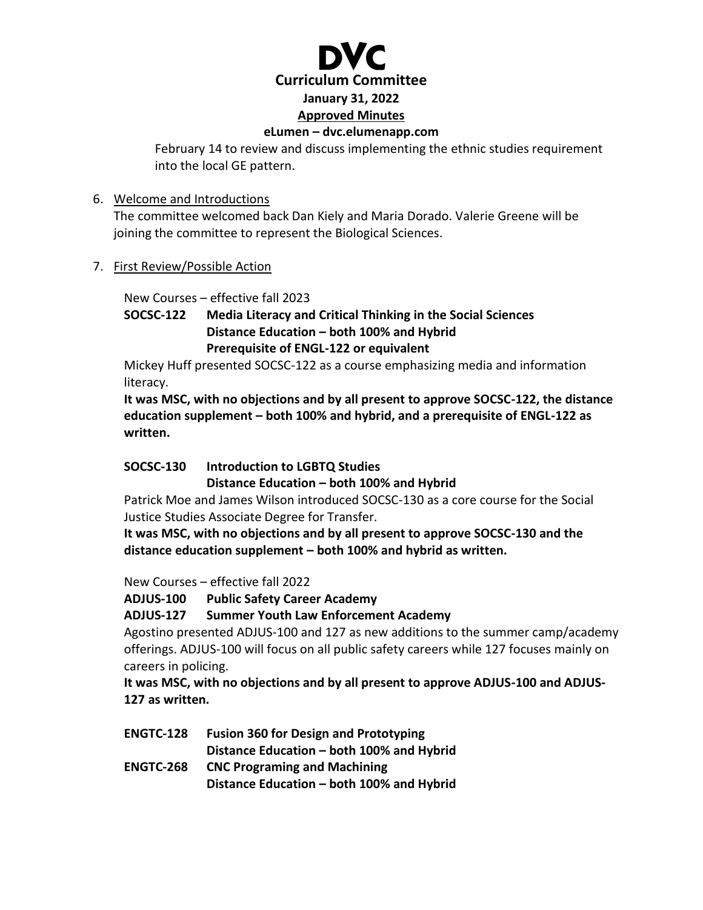February 14 to review and discuss implementing the ethnic studies requirement into the local GE pattern.

6. Welcome and Introductions
   The committee welcomed back Dan Kiely and Maria Dorado. Valerie Greene will be joining the committee to represent the Biological Sciences.

7. First Review/Possible Action

New Courses – effective fall 2023

**SOCSC-122 Media Literacy and Critical Thinking in the Social Sciences**
**Distance Education – both 100% and Hybrid**
**Prerequisite of ENGL-122 or equivalent**

Mickey Huff presented SOCSC-122 as a course emphasizing media and information literacy.

**It was MSC, with no objections and by all present to approve SOCSC-122, the distance education supplement – both 100% and hybrid, and a prerequisite of ENGL-122 as written.**

**SOCSC-130 Introduction to LGBTQ Studies**
**Distance Education – both 100% and Hybrid**

Patrick Moe and James Wilson introduced SOCSC-130 as a core course for the Social Justice Studies Associate Degree for Transfer.

**It was MSC, with no objections and by all present to approve SOCSC-130 and the distance education supplement – both 100% and hybrid as written.**

New Courses – effective fall 2022

**ADJUS-100 Public Safety Career Academy**
**ADJUS-127 Summer Youth Law Enforcement Academy**

Agostino presented ADJUS-100 and 127 as new additions to the summer camp/academy offerings. ADJUS-100 will focus on all public safety careers while 127 focuses mainly on careers in policing.

**It was MSC, with no objections and by all present to approve ADJUS-100 and ADJUS-127 as written.**

**ENGTC-128 Fusion 360 for Design and Prototyping**
**Distance Education – both 100% and Hybrid**
**ENGTC-268 CNC Programing and Machining**
**Distance Education – both 100% and Hybrid**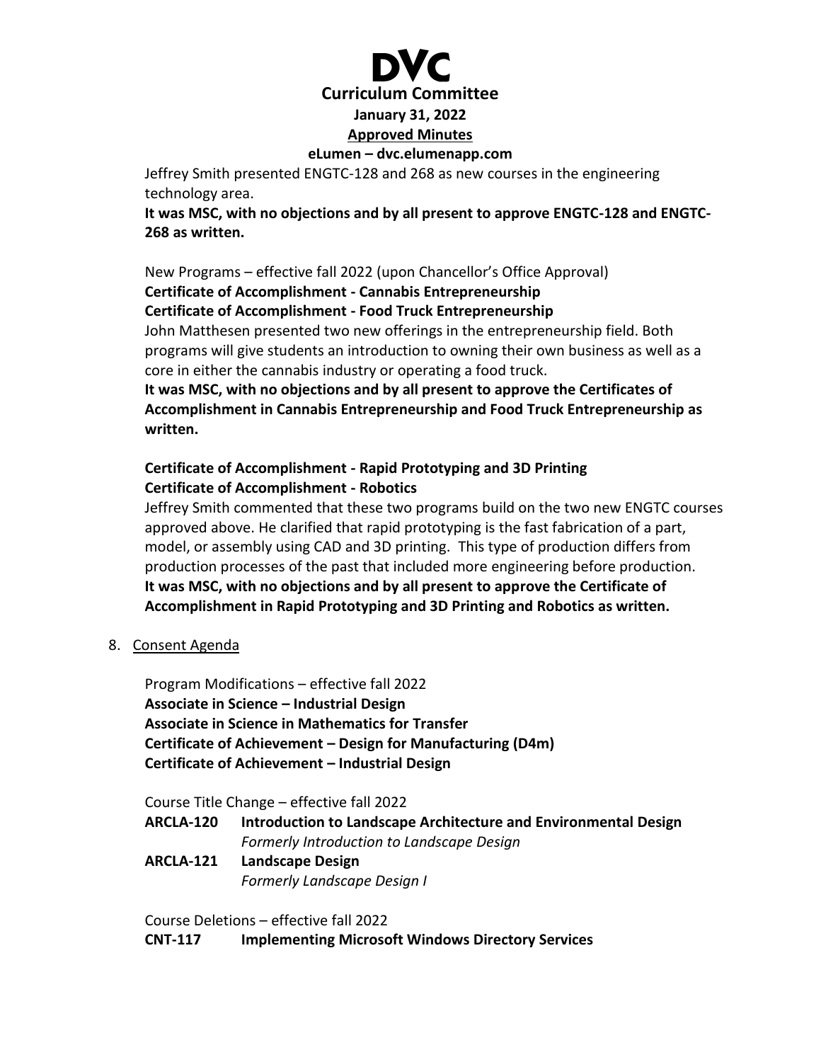Jeffrey Smith presented ENGTC-128 and 268 as new courses in the engineering technology area.

**It was MSC, with no objections and by all present to approve ENGTC-128 and ENGTC-268 as written.**

New Programs – effective fall 2022 (upon Chancellor's Office Approval)

**Certificate of Accomplishment - Cannabis Entrepreneurship**

**Certificate of Accomplishment - Food Truck Entrepreneurship**

John Matthesen presented two new offerings in the entrepreneurship field. Both programs will give students an introduction to owning their own business as well as a core in either the cannabis industry or operating a food truck.

**It was MSC, with no objections and by all present to approve the Certificates of Accomplishment in Cannabis Entrepreneurship and Food Truck Entrepreneurship as written.**

**Certificate of Accomplishment - Rapid Prototyping and 3D Printing**

**Certificate of Accomplishment - Robotics**

Jeffrey Smith commented that these two programs build on the two new ENGTC courses approved above. He clarified that rapid prototyping is the fast fabrication of a part, model, or assembly using CAD and 3D printing. This type of production differs from production processes of the past that included more engineering before production.

**It was MSC, with no objections and by all present to approve the Certificate of Accomplishment in Rapid Prototyping and 3D Printing and Robotics as written.**

8. Consent Agenda

Program Modifications – effective fall 2022

**Associate in Science – Industrial Design**

**Associate in Science in Mathematics for Transfer**

**Certificate of Achievement – Design for Manufacturing (D4m)**

**Certificate of Achievement – Industrial Design**

Course Title Change – effective fall 2022

**ARCLA-120** **Introduction to Landscape Architecture and Environmental Design**
*Formerly Introduction to Landscape Design*

**ARCLA-121** **Landscape Design**
*Formerly Landscape Design I*

Course Deletions – effective fall 2022

**CNT-117** **Implementing Microsoft Windows Directory Services**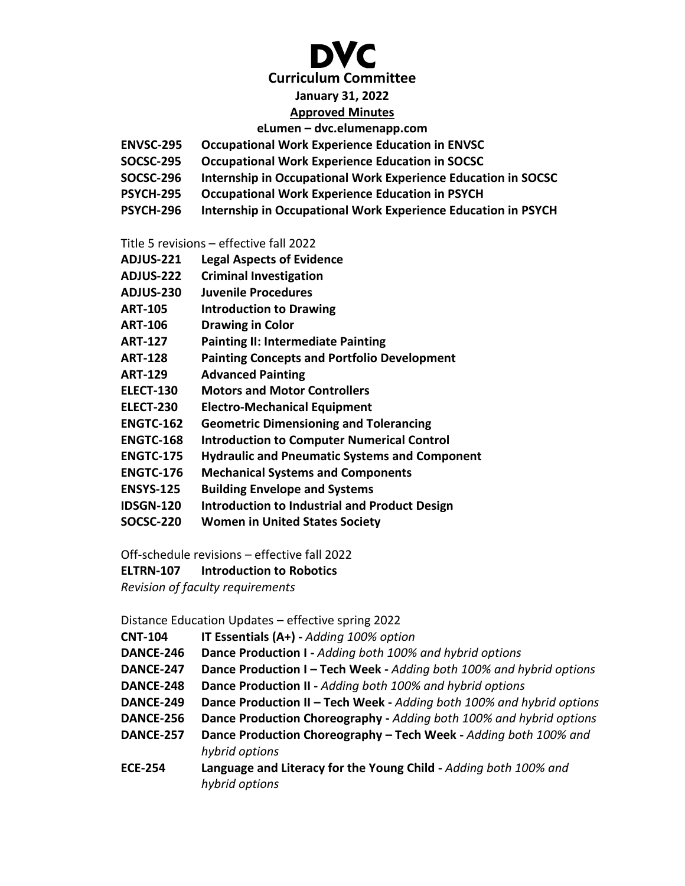# DVC

## Curriculum Committee

**January 31, 2022**

**Approved Minutes**

**eLumen – dvc.elumenapp.com**

**ENVSC-295 Occupational Work Experience Education in ENVSC**
**SOCSC-295 Occupational Work Experience Education in SOCSC**
**SOCSC-296 Internship in Occupational Work Experience Education in SOCSC**
**PSYCH-295 Occupational Work Experience Education in PSYCH**
**PSYCH-296 Internship in Occupational Work Experience Education in PSYCH**

Title 5 revisions – effective fall 2022

**ADJUS-221 Legal Aspects of Evidence**
**ADJUS-222 Criminal Investigation**
**ADJUS-230 Juvenile Procedures**
**ART-105 Introduction to Drawing**
**ART-106 Drawing in Color**
**ART-127 Painting II: Intermediate Painting**
**ART-128 Painting Concepts and Portfolio Development**
**ART-129 Advanced Painting**
**ELECT-130 Motors and Motor Controllers**
**ELECT-230 Electro-Mechanical Equipment**
**ENGTC-162 Geometric Dimensioning and Tolerancing**
**ENGTC-168 Introduction to Computer Numerical Control**
**ENGTC-175 Hydraulic and Pneumatic Systems and Component**
**ENGTC-176 Mechanical Systems and Components**
**ENSYS-125 Building Envelope and Systems**
**IDSGN-120 Introduction to Industrial and Product Design**
**SOCSC-220 Women in United States Society**

Off-schedule revisions – effective fall 2022

**ELTRN-107 Introduction to Robotics**
*Revision of faculty requirements*

Distance Education Updates – effective spring 2022

**CNT-104 IT Essentials (A+) -** *Adding 100% option*
**DANCE-246 Dance Production I -** *Adding both 100% and hybrid options*
**DANCE-247 Dance Production I – Tech Week -** *Adding both 100% and hybrid options*
**DANCE-248 Dance Production II -** *Adding both 100% and hybrid options*
**DANCE-249 Dance Production II – Tech Week -** *Adding both 100% and hybrid options*
**DANCE-256 Dance Production Choreography -** *Adding both 100% and hybrid options*
**DANCE-257 Dance Production Choreography – Tech Week -** *Adding both 100% and hybrid options*
**ECE-254 Language and Literacy for the Young Child -** *Adding both 100% and hybrid options*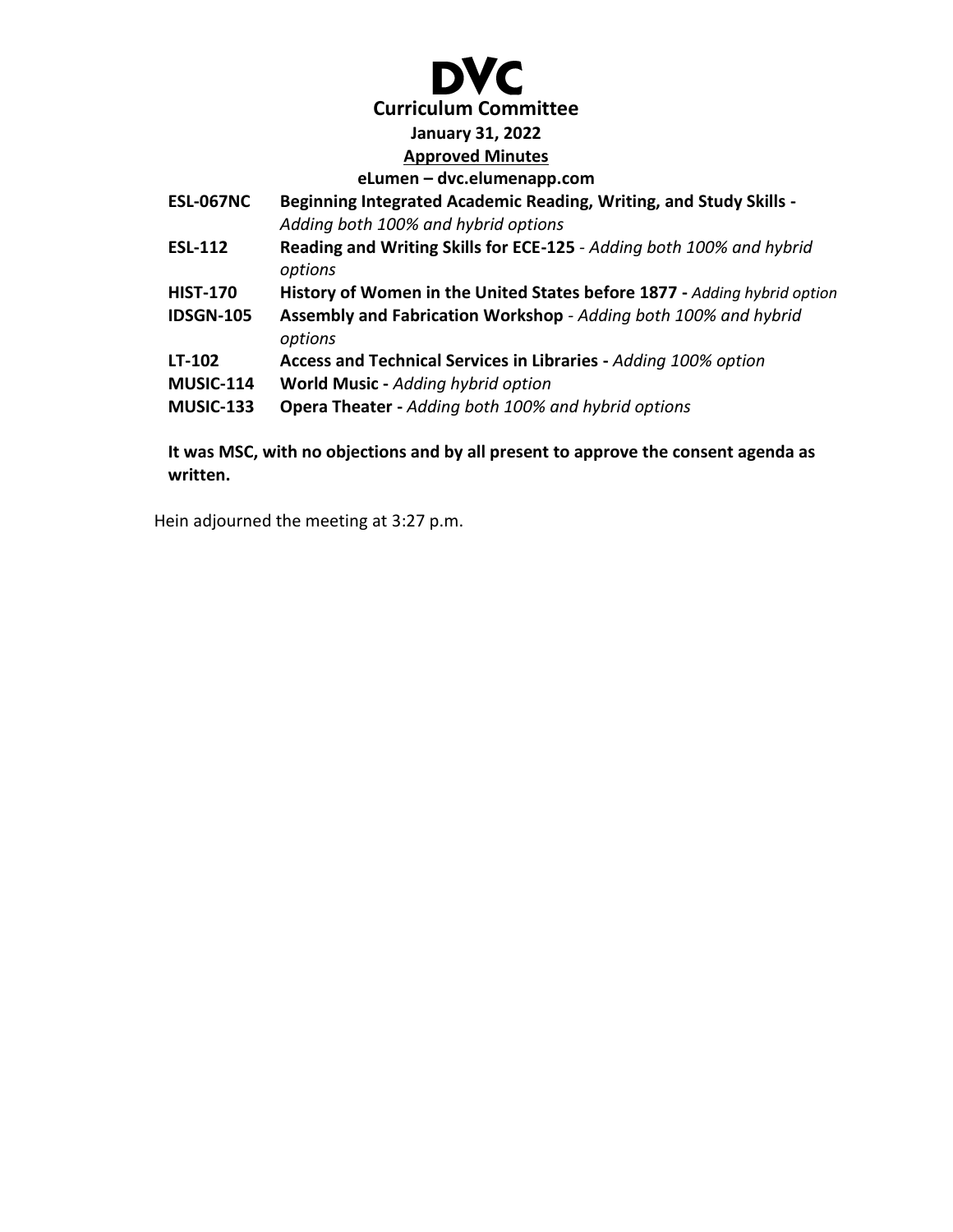**eLumen – dvc.elumenapp.com**

| | |
|---|---|
| **ESL-067NC** | **Beginning Integrated Academic Reading, Writing, and Study Skills -** *Adding both 100% and hybrid options* |
| **ESL-112** | **Reading and Writing Skills for ECE-125** - *Adding both 100% and hybrid options* |
| **HIST-170** | **History of Women in the United States before 1877 -** *Adding hybrid option* |
| **IDSGN-105** | **Assembly and Fabrication Workshop** - *Adding both 100% and hybrid options* |
| **LT-102** | **Access and Technical Services in Libraries -** *Adding 100% option* |
| **MUSIC-114** | **World Music -** *Adding hybrid option* |
| **MUSIC-133** | **Opera Theater -** *Adding both 100% and hybrid options* |

**It was MSC, with no objections and by all present to approve the consent agenda as written.**

Hein adjourned the meeting at 3:27 p.m.